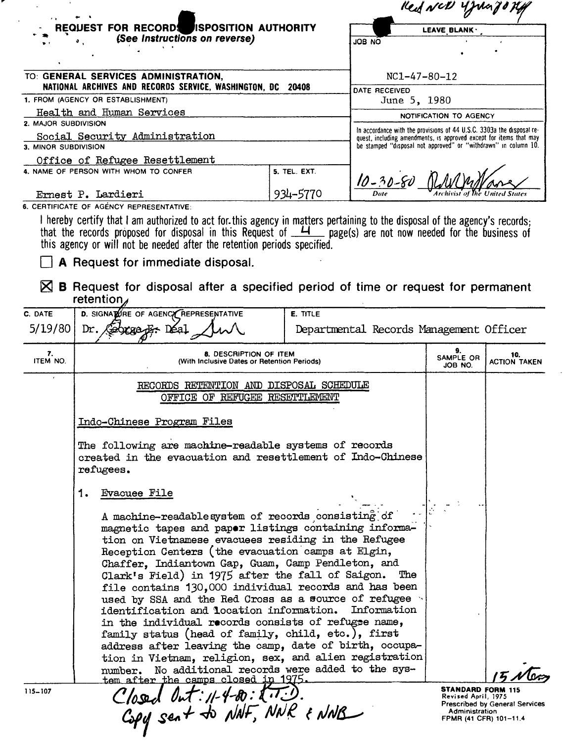Recd NCD 4 June 80 KH

**REQUEST FOR RECORDS DISPOSITION AUTHORITY**
*(See Instructions on reverse)*

| | LEAVE BLANK |
|---|---|
| TO: **GENERAL SERVICES ADMINISTRATION, NATIONAL ARCHIVES AND RECORDS SERVICE, WASHINGTON, DC 20408** | JOB NO: NC1-47-80-12 |
| 1. FROM (AGENCY OR ESTABLISHMENT): Health and Human Services | DATE RECEIVED: June 5, 1980 |
| 2. MAJOR SUBDIVISION: Social Security Administration | NOTIFICATION TO AGENCY |
| 3. MINOR SUBDIVISION: Office of Refugee Resettlement | In accordance with the provisions of 44 U.S.C. 3303a the disposal request, including amendments, is approved except for items that may be stamped "disposal not approved" or "withdrawn" in column 10. |
| 4. NAME OF PERSON WITH WHOM TO CONFER: Ernest P. Lardieri — 5. TEL. EXT.: 934-5770 | 10-30-80 — Date; [signature] — Archivist of the United States |

6. CERTIFICATE OF AGENCY REPRESENTATIVE:

I hereby certify that I am authorized to act for this agency in matters pertaining to the disposal of the agency's records; that the records proposed for disposal in this Request of 4 page(s) are not now needed for the business of this agency or will not be needed after the retention periods specified.

☐ **A** Request for immediate disposal.

☒ **B** Request for disposal after a specified period of time or request for permanent retention.

| C. DATE | D. SIGNATURE OF AGENCY REPRESENTATIVE | E. TITLE |
|---|---|---|
| 5/19/80 | Dr. George E. Deal [signature] | Departmental Records Management Officer |

| 7. ITEM NO. | 8. DESCRIPTION OF ITEM (With Inclusive Dates or Retention Periods) | 9. SAMPLE OR JOB NO. | 10. ACTION TAKEN |
|---|---|---|---|

RECORDS RETENTION AND DISPOSAL SCHEDULE
OFFICE OF REFUGEE RESETTLEMENT

Indo-Chinese Program Files

The following are machine-readable systems of records created in the evacuation and resettlement of Indo-Chinese refugees.

1. Evacuee File

   A machine-readable system of records consisting of magnetic tapes and paper listings containing information on Vietnamese evacuees residing in the Refugee Reception Centers (the evacuation camps at Elgin, Chaffer, Indiantown Gap, Guam, Camp Pendleton, and Clark's Field) in 1975 after the fall of Saigon. The file contains 130,000 individual records and has been used by SSA and the Red Cross as a source of refugee identification and location information. Information in the individual records consists of refugee name, family status (head of family, child, etc.), first address after leaving the camp, date of birth, occupation in Vietnam, religion, sex, and alien registration number. No additional records were added to the system after the camps closed in 1975.

15 Nov

115-107

Closed Out: 11-4-80: K.T.D.
Copy sent to NNF, NNR & NNB

STANDARD FORM 115
Revised April, 1975
Prescribed by General Services Administration
FPMR (41 CFR) 101-11.4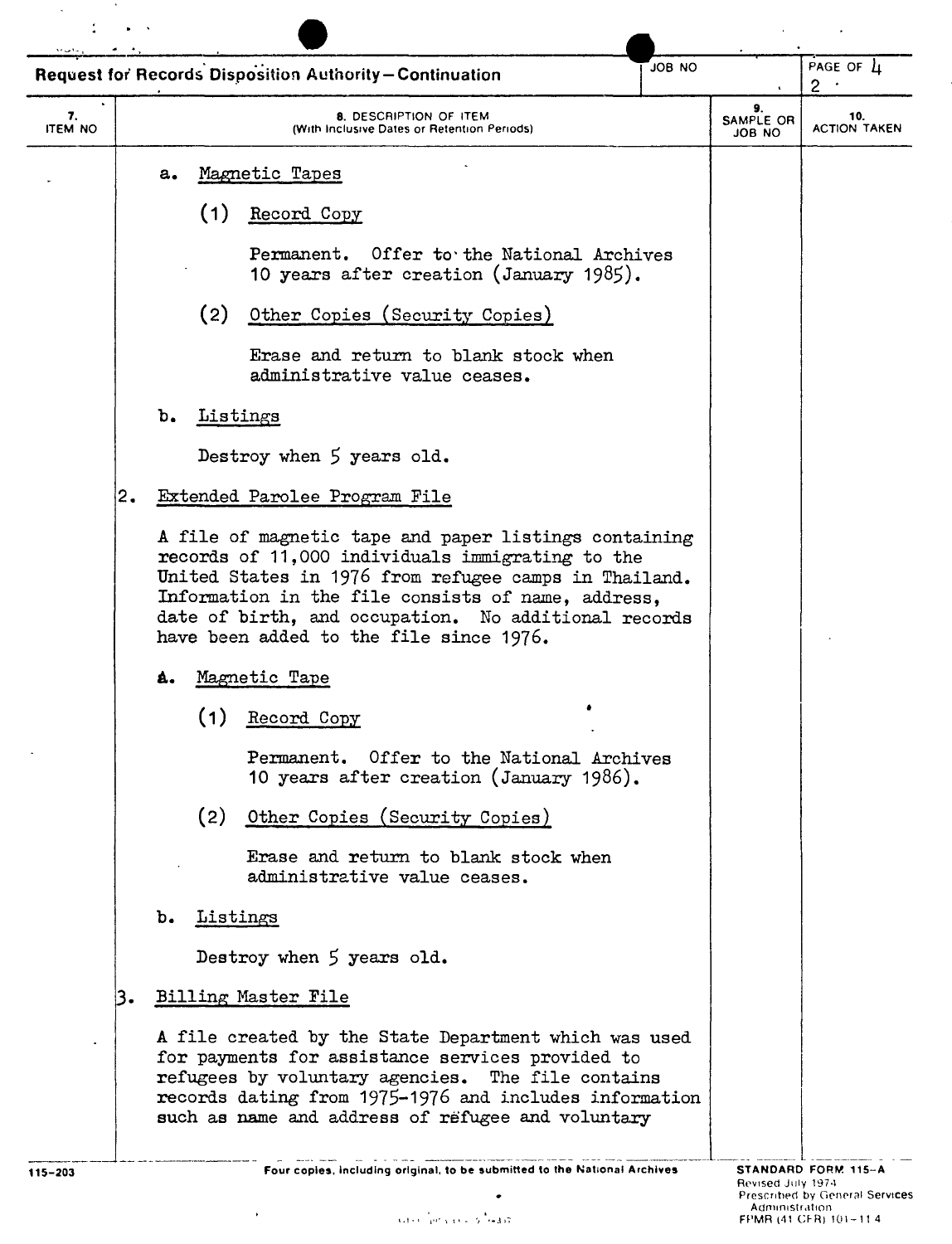**Request for Records Disposition Authority—Continuation**

| 7. ITEM NO | 8. DESCRIPTION OF ITEM (With Inclusive Dates or Retention Periods) | 9. SAMPLE OR JOB NO | 10. ACTION TAKEN |
|---|---|---|---|

a. Magnetic Tapes

(1) Record Copy

Permanent. Offer to the National Archives 10 years after creation (January 1985).

(2) Other Copies (Security Copies)

Erase and return to blank stock when administrative value ceases.

b. Listings

Destroy when 5 years old.

2. Extended Parolee Program File

A file of magnetic tape and paper listings containing records of 11,000 individuals immigrating to the United States in 1976 from refugee camps in Thailand. Information in the file consists of name, address, date of birth, and occupation. No additional records have been added to the file since 1976.

a. Magnetic Tape

(1) Record Copy

Permanent. Offer to the National Archives 10 years after creation (January 1986).

(2) Other Copies (Security Copies)

Erase and return to blank stock when administrative value ceases.

b. Listings

Destroy when 5 years old.

3. Billing Master File

A file created by the State Department which was used for payments for assistance services provided to refugees by voluntary agencies. The file contains records dating from 1975-1976 and includes information such as name and address of refugee and voluntary

115-203 Four copies, including original, to be submitted to the National Archives

STANDARD FORM 115-A
Revised July 1974
Prescribed by General Services Administration
FPMR (41 CFR) 101-11.4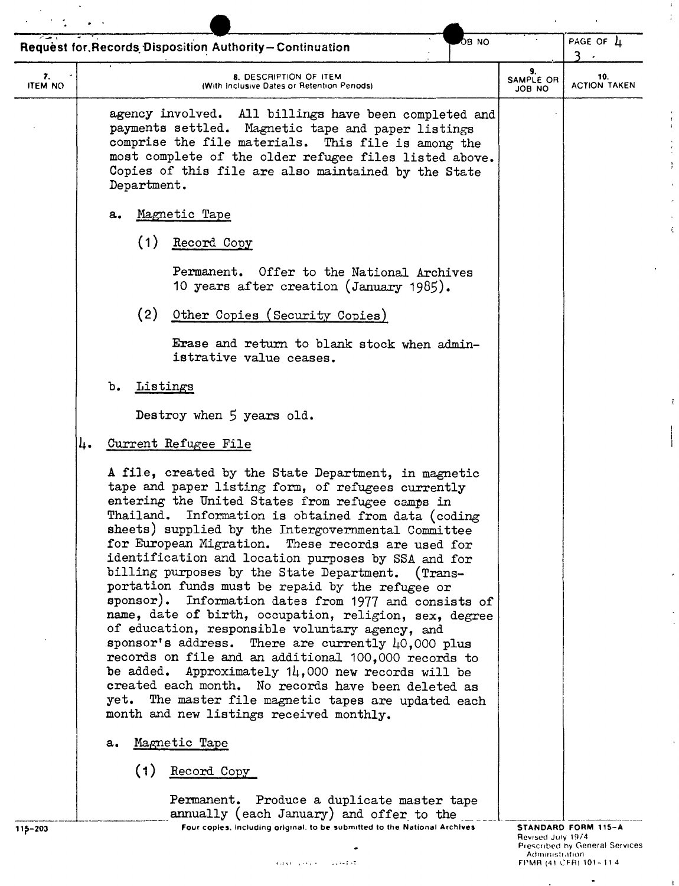**Request for Records Disposition Authority—Continuation**

| 7. ITEM NO | 8. DESCRIPTION OF ITEM (With Inclusive Dates or Retention Periods) | 9. SAMPLE OR JOB NO | 10. ACTION TAKEN |
|---|---|---|---|

agency involved. All billings have been completed and payments settled. Magnetic tape and paper listings comprise the file materials. This file is among the most complete of the older refugee files listed above. Copies of this file are also maintained by the State Department.

a. Magnetic Tape

(1) Record Copy

Permanent. Offer to the National Archives 10 years after creation (January 1985).

(2) Other Copies (Security Copies)

Erase and return to blank stock when administrative value ceases.

b. Listings

Destroy when 5 years old.

4. Current Refugee File

A file, created by the State Department, in magnetic tape and paper listing form, of refugees currently entering the United States from refugee camps in Thailand. Information is obtained from data (coding sheets) supplied by the Intergovernmental Committee for European Migration. These records are used for identification and location purposes by SSA and for billing purposes by the State Department. (Transportation funds must be repaid by the refugee or sponsor). Information dates from 1977 and consists of name, date of birth, occupation, religion, sex, degree of education, responsible voluntary agency, and sponsor's address. There are currently 40,000 plus records on file and an additional 100,000 records to be added. Approximately 14,000 new records will be created each month. No records have been deleted as yet. The master file magnetic tapes are updated each month and new listings received monthly.

a. Magnetic Tape

(1) Record Copy

Permanent. Produce a duplicate master tape annually (each January) and offer to the

115-203 Four copies, including original, to be submitted to the National Archives

STANDARD FORM 115-A
Revised July 1974
Prescribed by General Services Administration
FPMR (41 CFR) 101-11.4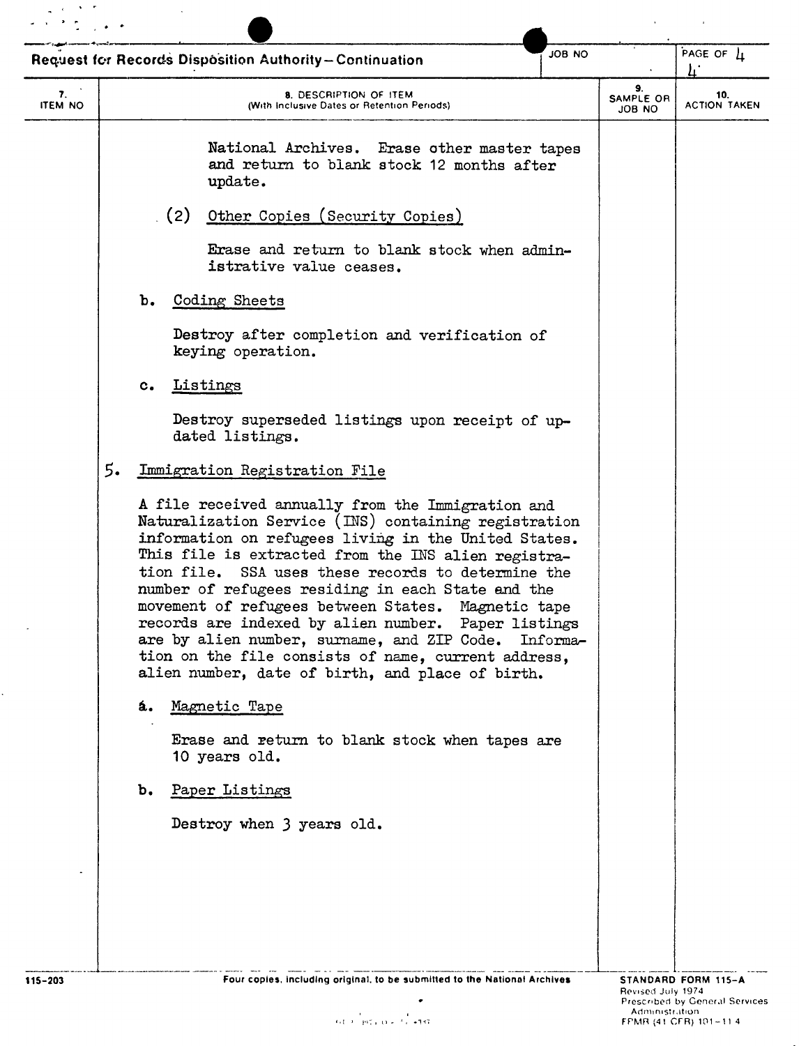**Request for Records Disposition Authority—Continuation**

JOB NO

PAGE 4 OF 4

| 7. ITEM NO | 8. DESCRIPTION OF ITEM (With Inclusive Dates or Retention Periods) | 9. SAMPLE OR JOB NO | 10. ACTION TAKEN |
|---|---|---|---|

National Archives. Erase other master tapes and return to blank stock 12 months after update.

(2) Other Copies (Security Copies)

Erase and return to blank stock when administrative value ceases.

b. Coding Sheets

Destroy after completion and verification of keying operation.

c. Listings

Destroy superseded listings upon receipt of updated listings.

5. Immigration Registration File

A file received annually from the Immigration and Naturalization Service (INS) containing registration information on refugees living in the United States. This file is extracted from the INS alien registration file. SSA uses these records to determine the number of refugees residing in each State and the movement of refugees between States. Magnetic tape records are indexed by alien number. Paper listings are by alien number, surname, and ZIP Code. Information on the file consists of name, current address, alien number, date of birth, and place of birth.

a. Magnetic Tape

Erase and return to blank stock when tapes are 10 years old.

b. Paper Listings

Destroy when 3 years old.

115-203

Four copies, including original, to be submitted to the National Archives

STANDARD FORM 115-A
Revised July 1974
Prescribed by General Services Administration
FPMR (41 CFR) 101-11.4